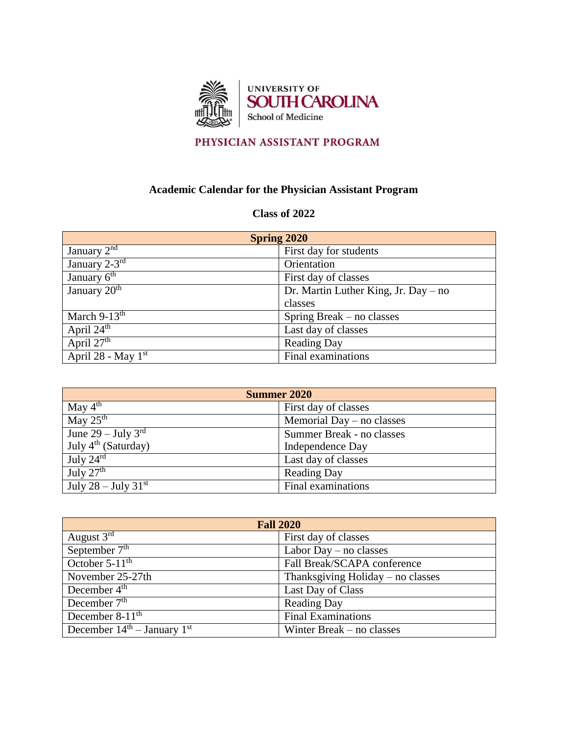UNIVERSITY OF SOUTH CAROLINA
School of Medicine

PHYSICIAN ASSISTANT PROGRAM

## Academic Calendar for the Physician Assistant Program

### Class of 2022

| Spring 2020 | |
|---|---|
| January 2nd | First day for students |
| January 2-3rd | Orientation |
| January 6th | First day of classes |
| January 20th | Dr. Martin Luther King, Jr. Day – no classes |
| March 9-13th | Spring Break – no classes |
| April 24th | Last day of classes |
| April 27th | Reading Day |
| April 28 - May 1st | Final examinations |

| Summer 2020 | |
|---|---|
| May 4th | First day of classes |
| May 25th | Memorial Day – no classes |
| June 29 – July 3rd | Summer Break - no classes |
| July 4th (Saturday) | Independence Day |
| July 24rd | Last day of classes |
| July 27th | Reading Day |
| July 28 – July 31st | Final examinations |

| Fall 2020 | |
|---|---|
| August 3rd | First day of classes |
| September 7th | Labor Day – no classes |
| October 5-11th | Fall Break/SCAPA conference |
| November 25-27th | Thanksgiving Holiday – no classes |
| December 4th | Last Day of Class |
| December 7th | Reading Day |
| December 8-11th | Final Examinations |
| December 14th – January 1st | Winter Break – no classes |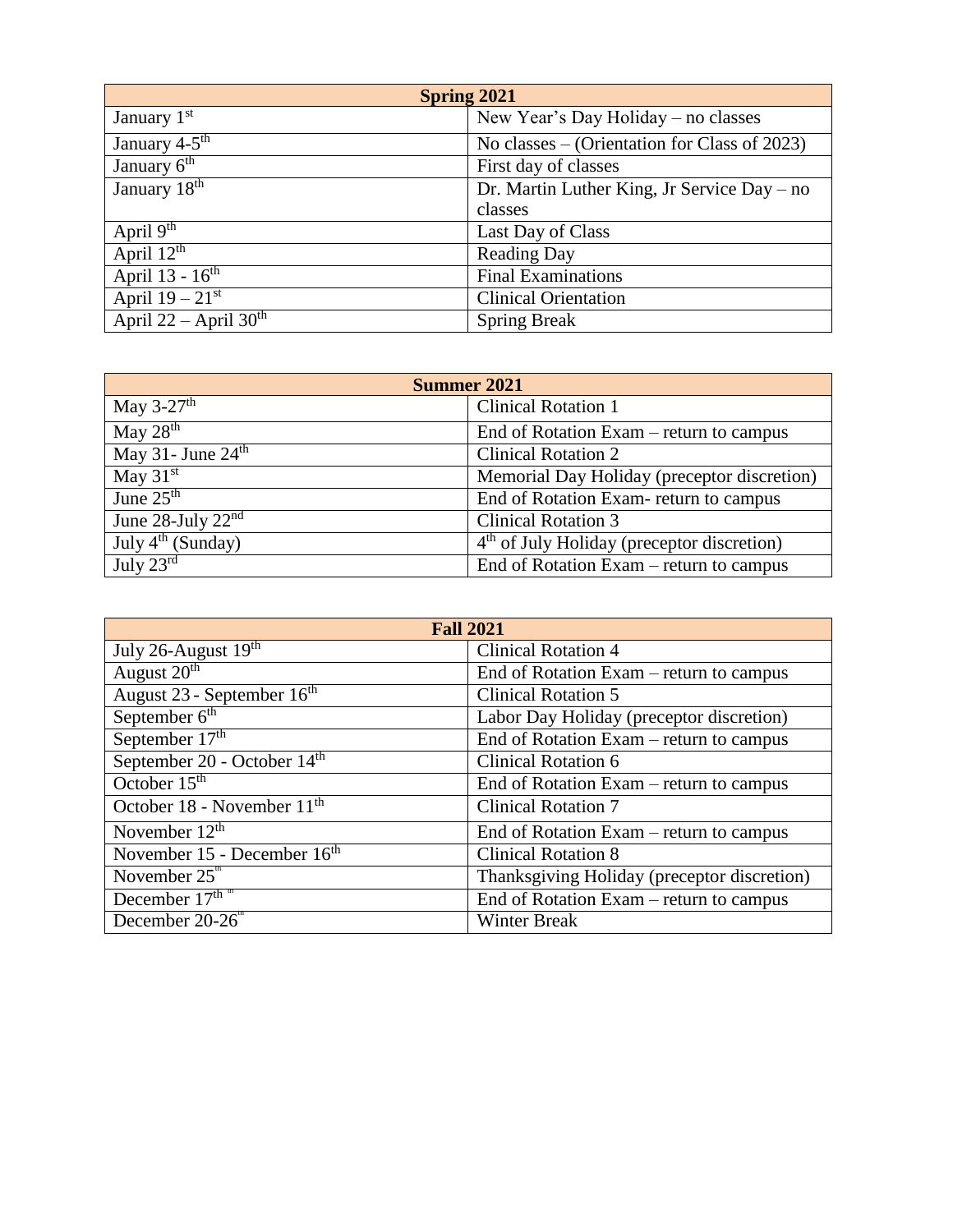| Spring 2021 | |
|---|---|
| January 1st | New Year's Day Holiday – no classes |
| January 4-5th | No classes – (Orientation for Class of 2023) |
| January 6th | First day of classes |
| January 18th | Dr. Martin Luther King, Jr Service Day – no classes |
| April 9th | Last Day of Class |
| April 12th | Reading Day |
| April 13 - 16th | Final Examinations |
| April 19 – 21st | Clinical Orientation |
| April 22 – April 30th | Spring Break |

| Summer 2021 | |
|---|---|
| May 3-27th | Clinical Rotation 1 |
| May 28th | End of Rotation Exam – return to campus |
| May 31- June 24th | Clinical Rotation 2 |
| May 31st | Memorial Day Holiday (preceptor discretion) |
| June 25th | End of Rotation Exam- return to campus |
| June 28-July 22nd | Clinical Rotation 3 |
| July 4th (Sunday) | 4th of July Holiday (preceptor discretion) |
| July 23rd | End of Rotation Exam – return to campus |

| Fall 2021 | |
|---|---|
| July 26-August 19th | Clinical Rotation 4 |
| August 20th | End of Rotation Exam – return to campus |
| August 23 - September 16th | Clinical Rotation 5 |
| September 6th | Labor Day Holiday (preceptor discretion) |
| September 17th | End of Rotation Exam – return to campus |
| September 20 - October 14th | Clinical Rotation 6 |
| October 15th | End of Rotation Exam – return to campus |
| October 18 - November 11th | Clinical Rotation 7 |
| November 12th | End of Rotation Exam – return to campus |
| November 15 - December 16th | Clinical Rotation 8 |
| November 25th | Thanksgiving Holiday (preceptor discretion) |
| December 17th | End of Rotation Exam – return to campus |
| December 20-26th | Winter Break |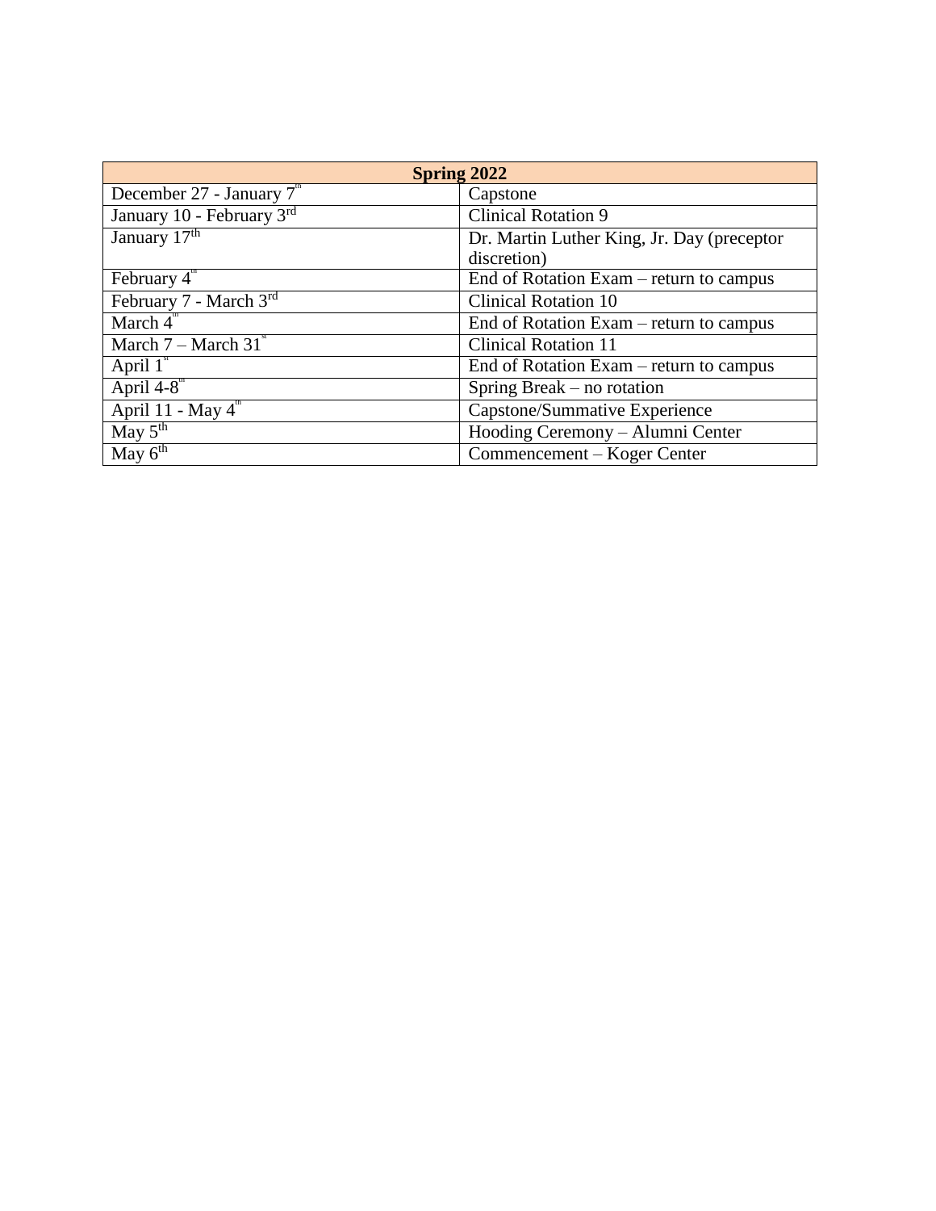| Spring 2022 | |
|---|---|
| December 27 - January 7th | Capstone |
| January 10 - February 3rd | Clinical Rotation 9 |
| January 17th | Dr. Martin Luther King, Jr. Day (preceptor discretion) |
| February 4th | End of Rotation Exam – return to campus |
| February 7 - March 3rd | Clinical Rotation 10 |
| March 4th | End of Rotation Exam – return to campus |
| March 7 – March 31st | Clinical Rotation 11 |
| April 1st | End of Rotation Exam – return to campus |
| April 4-8th | Spring Break – no rotation |
| April 11 - May 4th | Capstone/Summative Experience |
| May 5th | Hooding Ceremony – Alumni Center |
| May 6th | Commencement – Koger Center |